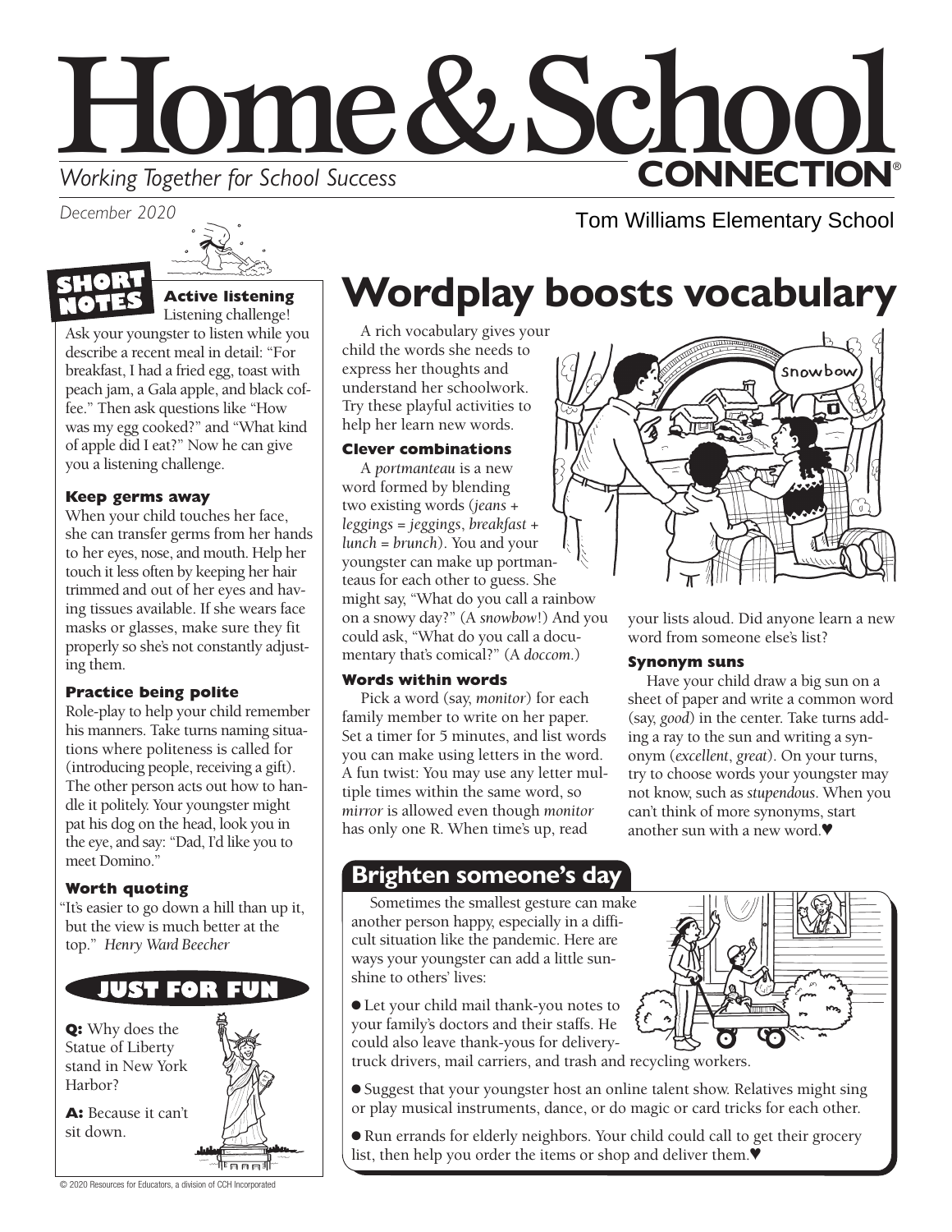# Home & School CONNECTION®

*Working Together for School Success*

*December 2020*

Tom Williams Elementary School

## SHORT NOTES

### Active listening

Listening challenge! Ask your youngster to listen while you describe a recent meal in detail: "For breakfast, I had a fried egg, toast with peach jam, a Gala apple, and black coffee." Then ask questions like "How was my egg cooked?" and "What kind of apple did I eat?" Now he can give you a listening challenge.

### Keep germs away

When your child touches her face, she can transfer germs from her hands to her eyes, nose, and mouth. Help her touch it less often by keeping her hair trimmed and out of her eyes and having tissues available. If she wears face masks or glasses, make sure they fit properly so she's not constantly adjusting them.

### Practice being polite

Role-play to help your child remember his manners. Take turns naming situations where politeness is called for (introducing people, receiving a gift). The other person acts out how to handle it politely. Your youngster might pat his dog on the head, look you in the eye, and say: "Dad, I'd like you to meet Domino."

### Worth quoting

"It's easier to go down a hill than up it, but the view is much better at the top." *Henry Ward Beecher*

## JUST FOR FUN

**Q:** Why does the Statue of Liberty stand in New York Harbor?

**A:** Because it can't sit down.

# Wordplay boosts vocabulary

A rich vocabulary gives your child the words she needs to express her thoughts and understand her schoolwork. Try these playful activities to help her learn new words.

### Clever combinations

A *portmanteau* is a new word formed by blending two existing words (*jeans* + *leggings* = *jeggings*, *breakfast* + *lunch* = *brunch*). You and your youngster can make up portmanteaus for each other to guess. She might say, "What do you call a rainbow on a snowy day?" (A *snowbow*!) And you could ask, "What do you call a documentary that's comical?" (A *doccom*.)

### Words within words

Pick a word (say, *monitor*) for each family member to write on her paper. Set a timer for 5 minutes, and list words you can make using letters in the word. A fun twist: You may use any letter multiple times within the same word, so *mirror* is allowed even though *monitor* has only one R. When time's up, read your lists aloud. Did anyone learn a new word from someone else's list?

### Synonym suns

Have your child draw a big sun on a sheet of paper and write a common word (say, *good*) in the center. Take turns adding a ray to the sun and writing a synonym (*excellent*, *great*). On your turns, try to choose words your youngster may not know, such as *stupendous*. When you can't think of more synonyms, start another sun with a new word.♥

## Brighten someone's day

Sometimes the smallest gesture can make another person happy, especially in a difficult situation like the pandemic. Here are ways your youngster can add a little sunshine to others' lives:

- Let your child mail thank-you notes to your family's doctors and their staffs. He could also leave thank-yous for delivery-truck drivers, mail carriers, and trash and recycling workers.
- Suggest that your youngster host an online talent show. Relatives might sing or play musical instruments, dance, or do magic or card tricks for each other.
- Run errands for elderly neighbors. Your child could call to get their grocery list, then help you order the items or shop and deliver them.♥

© 2020 Resources for Educators, a division of CCH Incorporated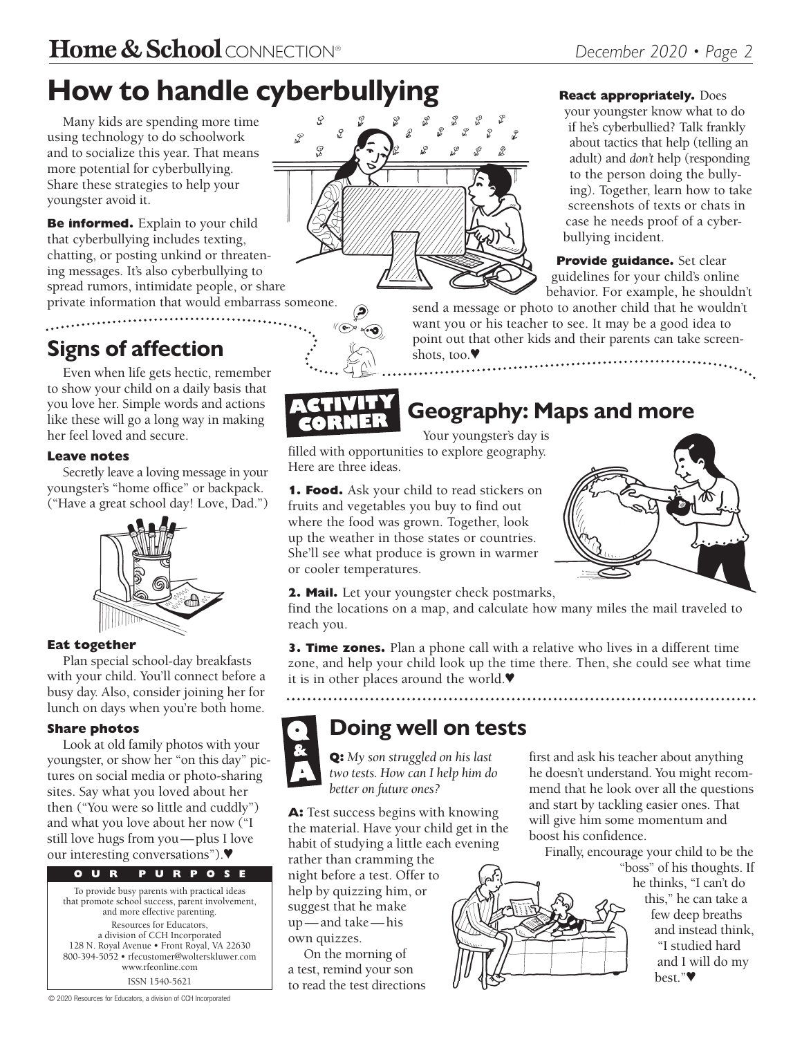# How to handle cyberbullying

Many kids are spending more time using technology to do schoolwork and to socialize this year. That means more potential for cyberbullying. Share these strategies to help your youngster avoid it.

**Be informed.** Explain to your child that cyberbullying includes texting, chatting, or posting unkind or threatening messages. It's also cyberbullying to spread rumors, intimidate people, or share private information that would embarrass someone.

**React appropriately.** Does your youngster know what to do if he's cyberbullied? Talk frankly about tactics that help (telling an adult) and *don't* help (responding to the person doing the bullying). Together, learn how to take screenshots of texts or chats in case he needs proof of a cyberbullying incident.

**Provide guidance.** Set clear guidelines for your child's online behavior. For example, he shouldn't send a message or photo to another child that he wouldn't want you or his teacher to see. It may be a good idea to point out that other kids and their parents can take screenshots, too.♥

## Signs of affection

Even when life gets hectic, remember to show your child on a daily basis that you love her. Simple words and actions like these will go a long way in making her feel loved and secure.

### Leave notes

Secretly leave a loving message in your youngster's "home office" or backpack. ("Have a great school day! Love, Dad.")

### Eat together

Plan special school-day breakfasts with your child. You'll connect before a busy day. Also, consider joining her for lunch on days when you're both home.

### Share photos

Look at old family photos with your youngster, or show her "on this day" pictures on social media or photo-sharing sites. Say what you loved about her then ("You were so little and cuddly") and what you love about her now ("I still love hugs from you—plus I love our interesting conversations").♥

**OUR PURPOSE**

To provide busy parents with practical ideas that promote school success, parent involvement, and more effective parenting.

Resources for Educators, a division of CCH Incorporated
128 N. Royal Avenue • Front Royal, VA 22630
800-394-5052 • rfecustomer@wolterskluwer.com
www.rfeonline.com
ISSN 1540-5621

© 2020 Resources for Educators, a division of CCH Incorporated

## ACTIVITY CORNER — Geography: Maps and more

Your youngster's day is filled with opportunities to explore geography. Here are three ideas.

**1. Food.** Ask your child to read stickers on fruits and vegetables you buy to find out where the food was grown. Together, look up the weather in those states or countries. She'll see what produce is grown in warmer or cooler temperatures.

**2. Mail.** Let your youngster check postmarks, find the locations on a map, and calculate how many miles the mail traveled to reach you.

**3. Time zones.** Plan a phone call with a relative who lives in a different time zone, and help your child look up the time there. Then, she could see what time it is in other places around the world.♥

## Q & A — Doing well on tests

**Q:** *My son struggled on his last two tests. How can I help him do better on future ones?*

**A:** Test success begins with knowing the material. Have your child get in the habit of studying a little each evening rather than cramming the night before a test. Offer to help by quizzing him, or suggest that he make up—and take—his own quizzes.

On the morning of a test, remind your son to read the test directions first and ask his teacher about anything he doesn't understand. You might recommend that he look over all the questions and start by tackling easier ones. That will give him some momentum and boost his confidence.

Finally, encourage your child to be the "boss" of his thoughts. If he thinks, "I can't do this," he can take a few deep breaths and instead think, "I studied hard and I will do my best."♥